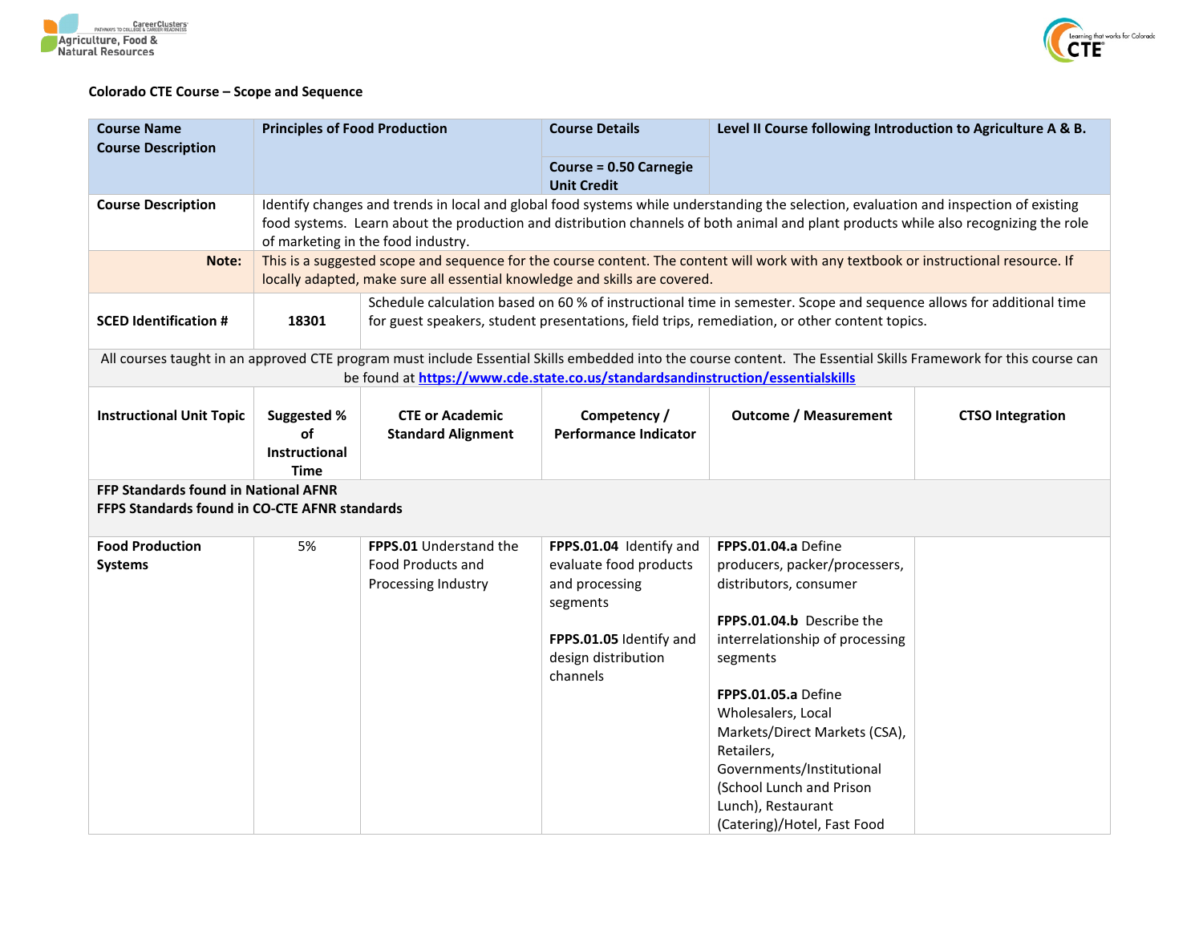**Colorado CTE Course – Scope and Sequence**

| Course Name<br>Course Description | Principles of Food Production | Course Details<br><br>Course = 0.50 Carnegie Unit Credit | Level II Course following Introduction to Agriculture A & B. |
|---|---|---|---|
| **Course Description** | Identify changes and trends in local and global food systems while understanding the selection, evaluation and inspection of existing food systems. Learn about the production and distribution channels of both animal and plant products while also recognizing the role of marketing in the food industry. | | |
| **Note:** | This is a suggested scope and sequence for the course content. The content will work with any textbook or instructional resource. If locally adapted, make sure all essential knowledge and skills are covered. | | |
| **SCED Identification #** | **18301** | Schedule calculation based on 60 % of instructional time in semester. Scope and sequence allows for additional time for guest speakers, student presentations, field trips, remediation, or other content topics. | |

All courses taught in an approved CTE program must include Essential Skills embedded into the course content. The Essential Skills Framework for this course can be found at https://www.cde.state.co.us/standardsandinstruction/essentialskills

| Instructional Unit Topic | Suggested % of Instructional Time | CTE or Academic Standard Alignment | Competency / Performance Indicator | Outcome / Measurement | CTSO Integration |
|---|---|---|---|---|---|
| **FFP Standards found in National AFNR**<br>**FFPS Standards found in CO-CTE AFNR standards** | | | | | |
| **Food Production Systems** | 5% | **FPPS.01** Understand the Food Products and Processing Industry | **FPPS.01.04** Identify and evaluate food products and processing segments<br><br>**FPPS.01.05** Identify and design distribution channels | **FPPS.01.04.a** Define producers, packer/processers, distributors, consumer<br><br>**FPPS.01.04.b** Describe the interrelationship of processing segments<br><br>**FPPS.01.05.a** Define Wholesalers, Local Markets/Direct Markets (CSA), Retailers, Governments/Institutional (School Lunch and Prison Lunch), Restaurant (Catering)/Hotel, Fast Food | |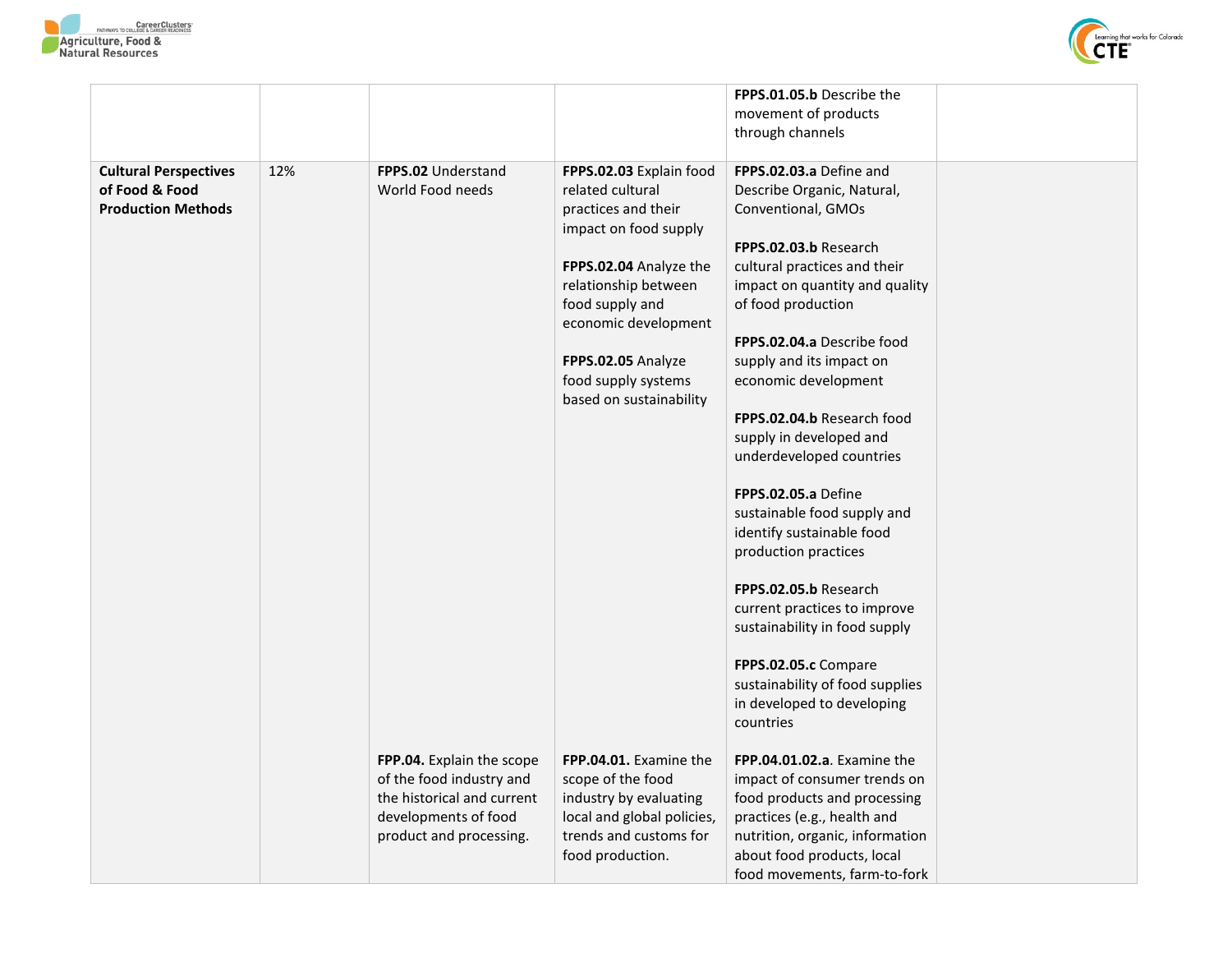| | | | | | |
|---|---|---|---|---|---|
| | | | | **FPPS.01.05.b** Describe the movement of products through channels | |
| **Cultural Perspectives of Food & Food Production Methods** | 12% | **FPPS.02** Understand World Food needs | **FPPS.02.03** Explain food related cultural practices and their impact on food supply<br><br>**FPPS.02.04** Analyze the relationship between food supply and economic development<br><br>**FPPS.02.05** Analyze food supply systems based on sustainability | **FPPS.02.03.a** Define and Describe Organic, Natural, Conventional, GMOs<br><br>**FPPS.02.03.b** Research cultural practices and their impact on quantity and quality of food production<br><br>**FPPS.02.04.a** Describe food supply and its impact on economic development<br><br>**FPPS.02.04.b** Research food supply in developed and underdeveloped countries<br><br>**FPPS.02.05.a** Define sustainable food supply and identify sustainable food production practices<br><br>**FPPS.02.05.b** Research current practices to improve sustainability in food supply<br><br>**FPPS.02.05.c** Compare sustainability of food supplies in developed to developing countries | |
| | | **FPP.04.** Explain the scope of the food industry and the historical and current developments of food product and processing. | **FPP.04.01.** Examine the scope of the food industry by evaluating local and global policies, trends and customs for food production. | **FPP.04.01.02.a**. Examine the impact of consumer trends on food products and processing practices (e.g., health and nutrition, organic, information about food products, local food movements, farm-to-fork | |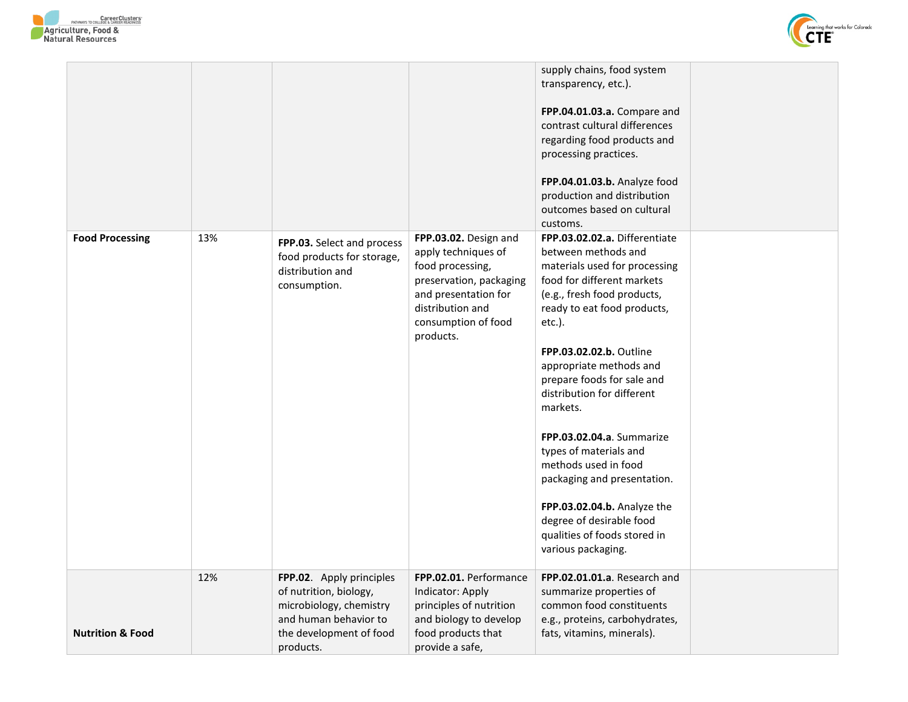| | | | | | |
|---|---|---|---|---|---|
| | | | | supply chains, food system transparency, etc.).<br><br>**FPP.04.01.03.a.** Compare and contrast cultural differences regarding food products and processing practices.<br><br>**FPP.04.01.03.b.** Analyze food production and distribution outcomes based on cultural customs. | |
| **Food Processing** | 13% | **FPP.03.** Select and process food products for storage, distribution and consumption. | **FPP.03.02.** Design and apply techniques of food processing, preservation, packaging and presentation for distribution and consumption of food products. | **FPP.03.02.02.a.** Differentiate between methods and materials used for processing food for different markets (e.g., fresh food products, ready to eat food products, etc.).<br><br>**FPP.03.02.02.b.** Outline appropriate methods and prepare foods for sale and distribution for different markets.<br><br>**FPP.03.02.04.a**. Summarize types of materials and methods used in food packaging and presentation.<br><br>**FPP.03.02.04.b.** Analyze the degree of desirable food qualities of foods stored in various packaging. | |
| **Nutrition & Food** | 12% | **FPP.02**. Apply principles of nutrition, biology, microbiology, chemistry and human behavior to the development of food products. | **FPP.02.01.** Performance Indicator: Apply principles of nutrition and biology to develop food products that provide a safe, | **FPP.02.01.01.a**. Research and summarize properties of common food constituents e.g., proteins, carbohydrates, fats, vitamins, minerals). | |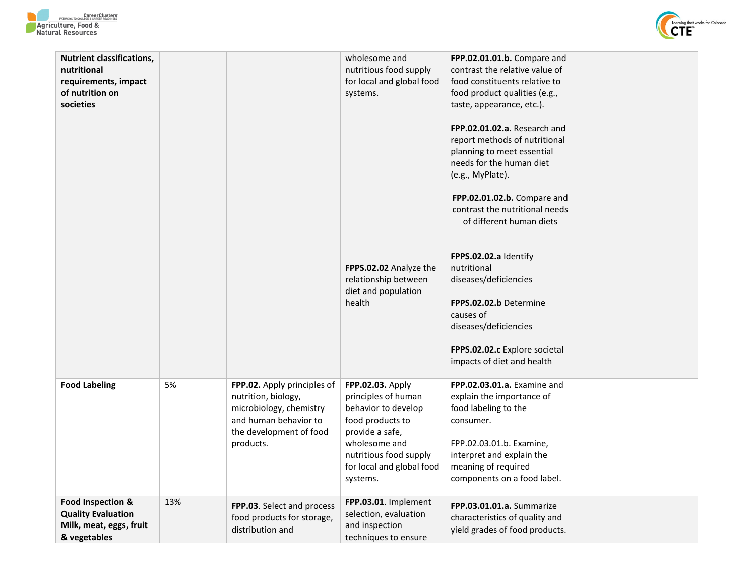| Nutrient classifications, nutritional requirements, impact of nutrition on societies | | | wholesome and nutritious food supply for local and global food systems. | **FPP.02.01.01.b.** Compare and contrast the relative value of food constituents relative to food product qualities (e.g., taste, appearance, etc.).<br><br>**FPP.02.01.02.a**. Research and report methods of nutritional planning to meet essential needs for the human diet (e.g., MyPlate).<br><br>**FPP.02.01.02.b.** Compare and contrast the nutritional needs of different human diets | |
|---|---|---|---|---|---|
| | | | **FPPS.02.02** Analyze the relationship between diet and population health | **FPPS.02.02.a** Identify nutritional diseases/deficiencies<br><br>**FPPS.02.02.b** Determine causes of diseases/deficiencies<br><br>**FPPS.02.02.c** Explore societal impacts of diet and health | |
| **Food Labeling** | 5% | **FPP.02.** Apply principles of nutrition, biology, microbiology, chemistry and human behavior to the development of food products. | **FPP.02.03.** Apply principles of human behavior to develop food products to provide a safe, wholesome and nutritious food supply for local and global food systems. | **FPP.02.03.01.a.** Examine and explain the importance of food labeling to the consumer.<br><br>FPP.02.03.01.b. Examine, interpret and explain the meaning of required components on a food label. | |
| **Food Inspection & Quality Evaluation Milk, meat, eggs, fruit & vegetables** | 13% | **FPP.03**. Select and process food products for storage, distribution and | **FPP.03.01**. Implement selection, evaluation and inspection techniques to ensure | **FPP.03.01.01.a.** Summarize characteristics of quality and yield grades of food products. | |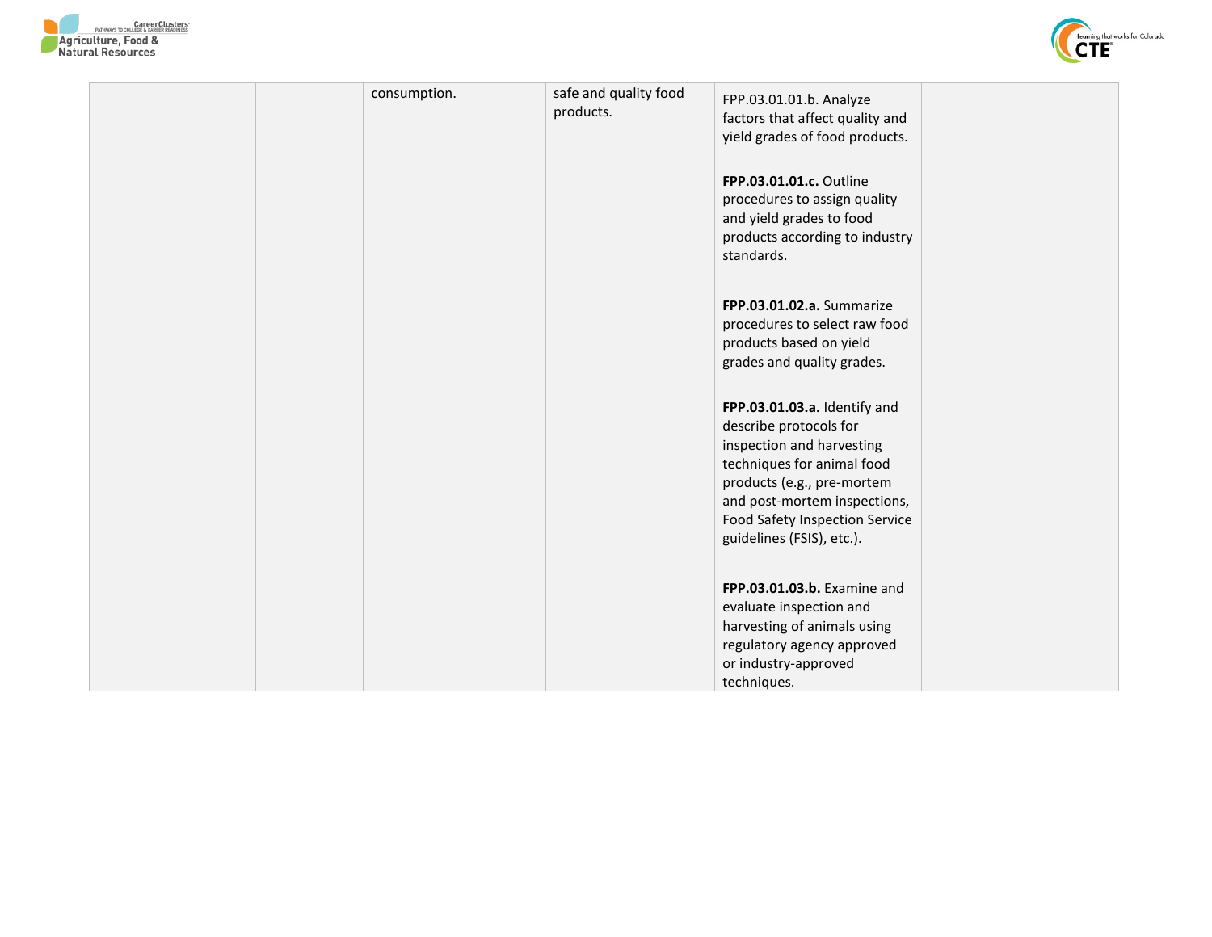| | | | | | |
|---|---|---|---|---|---|
| | | consumption. | safe and quality food products. | FPP.03.01.01.b. Analyze factors that affect quality and yield grades of food products.<br><br>**FPP.03.01.01.c.** Outline procedures to assign quality and yield grades to food products according to industry standards.<br><br>**FPP.03.01.02.a.** Summarize procedures to select raw food products based on yield grades and quality grades.<br><br>**FPP.03.01.03.a.** Identify and describe protocols for inspection and harvesting techniques for animal food products (e.g., pre-mortem and post-mortem inspections, Food Safety Inspection Service guidelines (FSIS), etc.).<br><br>**FPP.03.01.03.b.** Examine and evaluate inspection and harvesting of animals using regulatory agency approved or industry-approved techniques. | |